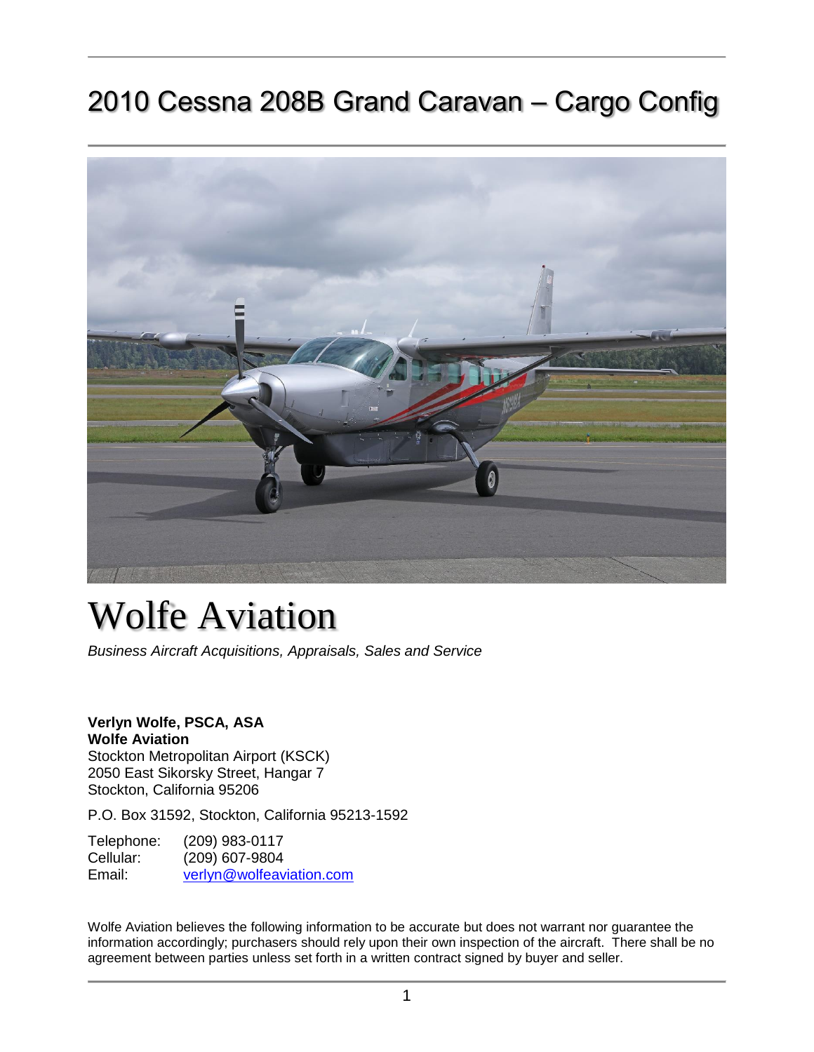# 2010 Cessna 208B Grand Caravan – Cargo Config

# Wolfe Aviation

*Business Aircraft Acquisitions, Appraisals, Sales and Service*

**Verlyn Wolfe, PSCA, ASA**
**Wolfe Aviation**
Stockton Metropolitan Airport (KSCK)
2050 East Sikorsky Street, Hangar 7
Stockton, California 95206

P.O. Box 31592, Stockton, California 95213-1592

| | |
|---|---|
| Telephone: | (209) 983-0117 |
| Cellular: | (209) 607-9804 |
| Email: | verlyn@wolfeaviation.com |

Wolfe Aviation believes the following information to be accurate but does not warrant nor guarantee the information accordingly; purchasers should rely upon their own inspection of the aircraft. There shall be no agreement between parties unless set forth in a written contract signed by buyer and seller.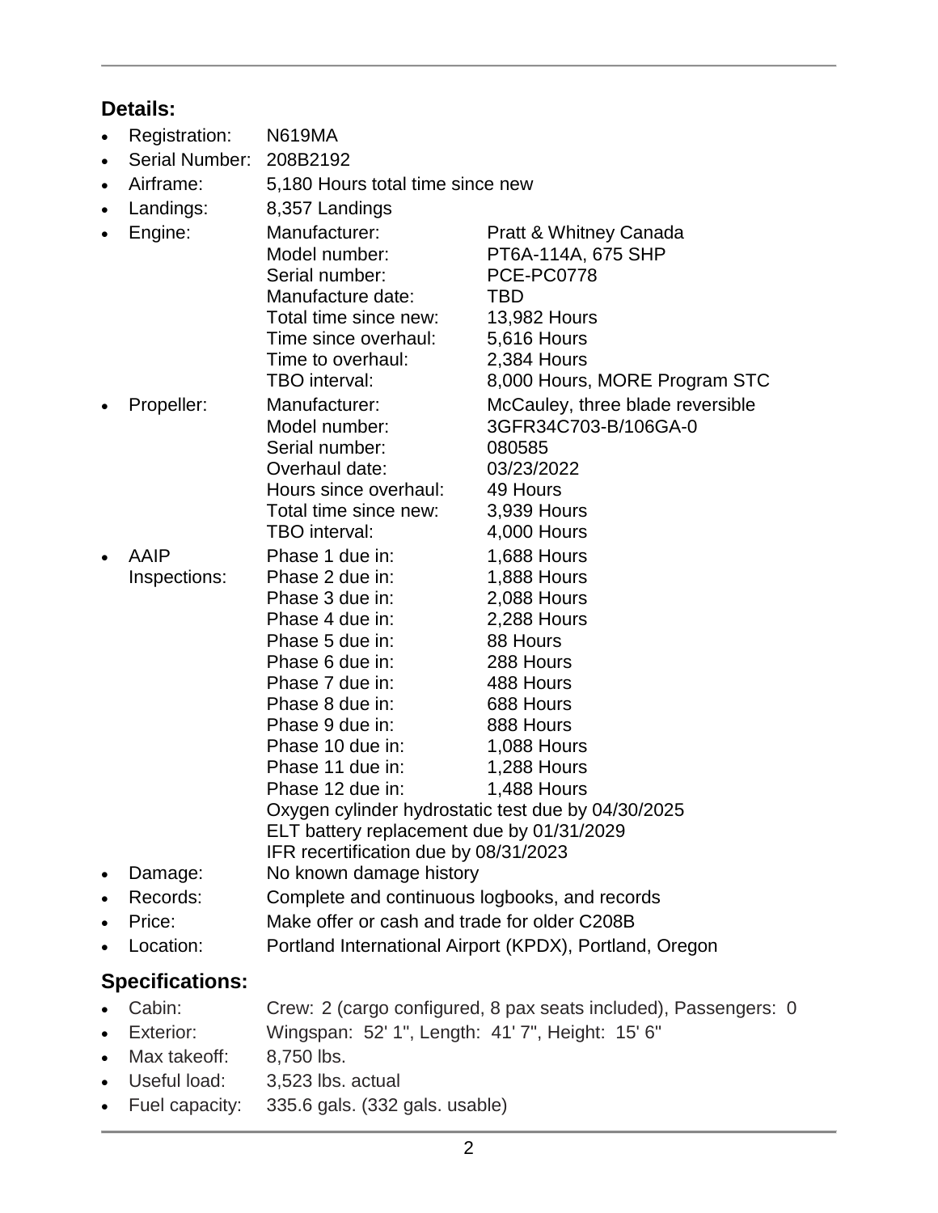## Details:

- Registration: N619MA
- Serial Number: 208B2192
- Airframe: 5,180 Hours total time since new
- Landings: 8,357 Landings
- Engine:

| | |
|---|---|
| Manufacturer: | Pratt & Whitney Canada |
| Model number: | PT6A-114A, 675 SHP |
| Serial number: | PCE-PC0778 |
| Manufacture date: | TBD |
| Total time since new: | 13,982 Hours |
| Time since overhaul: | 5,616 Hours |
| Time to overhaul: | 2,384 Hours |
| TBO interval: | 8,000 Hours, MORE Program STC |

- Propeller:

| | |
|---|---|
| Manufacturer: | McCauley, three blade reversible |
| Model number: | 3GFR34C703-B/106GA-0 |
| Serial number: | 080585 |
| Overhaul date: | 03/23/2022 |
| Hours since overhaul: | 49 Hours |
| Total time since new: | 3,939 Hours |
| TBO interval: | 4,000 Hours |

- AAIP Inspections:

| | |
|---|---|
| Phase 1 due in: | 1,688 Hours |
| Phase 2 due in: | 1,888 Hours |
| Phase 3 due in: | 2,088 Hours |
| Phase 4 due in: | 2,288 Hours |
| Phase 5 due in: | 88 Hours |
| Phase 6 due in: | 288 Hours |
| Phase 7 due in: | 488 Hours |
| Phase 8 due in: | 688 Hours |
| Phase 9 due in: | 888 Hours |
| Phase 10 due in: | 1,088 Hours |
| Phase 11 due in: | 1,288 Hours |
| Phase 12 due in: | 1,488 Hours |

  Oxygen cylinder hydrostatic test due by 04/30/2025
  ELT battery replacement due by 01/31/2029
  IFR recertification due by 08/31/2023
- Damage: No known damage history
- Records: Complete and continuous logbooks, and records
- Price: Make offer or cash and trade for older C208B
- Location: Portland International Airport (KPDX), Portland, Oregon

## Specifications:

- Cabin: Crew: 2 (cargo configured, 8 pax seats included), Passengers: 0
- Exterior: Wingspan: 52' 1", Length: 41' 7", Height: 15' 6"
- Max takeoff: 8,750 lbs.
- Useful load: 3,523 lbs. actual
- Fuel capacity: 335.6 gals. (332 gals. usable)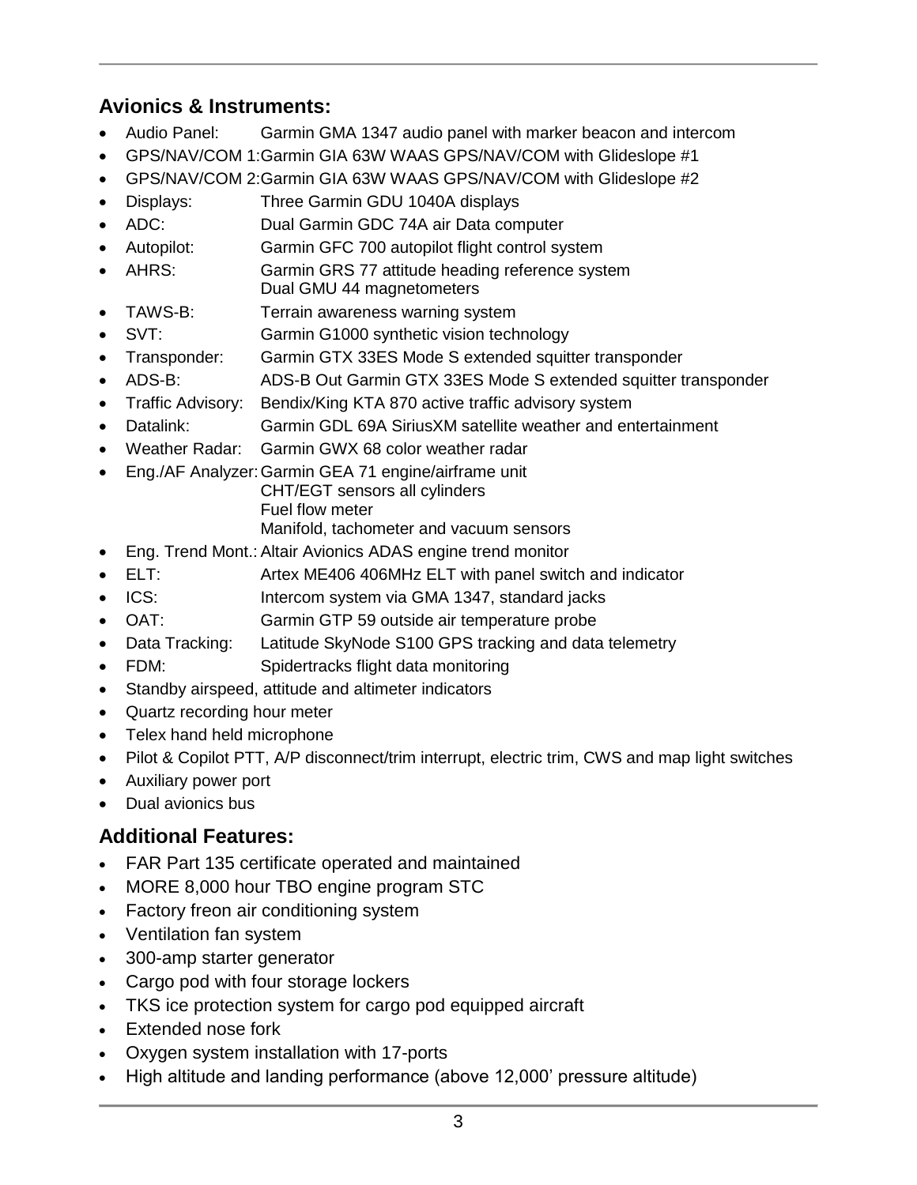## Avionics & Instruments:

- Audio Panel: Garmin GMA 1347 audio panel with marker beacon and intercom
- GPS/NAV/COM 1: Garmin GIA 63W WAAS GPS/NAV/COM with Glideslope #1
- GPS/NAV/COM 2: Garmin GIA 63W WAAS GPS/NAV/COM with Glideslope #2
- Displays: Three Garmin GDU 1040A displays
- ADC: Dual Garmin GDC 74A air Data computer
- Autopilot: Garmin GFC 700 autopilot flight control system
- AHRS: Garmin GRS 77 attitude heading reference system
  Dual GMU 44 magnetometers
- TAWS-B: Terrain awareness warning system
- SVT: Garmin G1000 synthetic vision technology
- Transponder: Garmin GTX 33ES Mode S extended squitter transponder
- ADS-B: ADS-B Out Garmin GTX 33ES Mode S extended squitter transponder
- Traffic Advisory: Bendix/King KTA 870 active traffic advisory system
- Datalink: Garmin GDL 69A SiriusXM satellite weather and entertainment
- Weather Radar: Garmin GWX 68 color weather radar
- Eng./AF Analyzer: Garmin GEA 71 engine/airframe unit
  CHT/EGT sensors all cylinders
  Fuel flow meter
  Manifold, tachometer and vacuum sensors
- Eng. Trend Mont.: Altair Avionics ADAS engine trend monitor
- ELT: Artex ME406 406MHz ELT with panel switch and indicator
- ICS: Intercom system via GMA 1347, standard jacks
- OAT: Garmin GTP 59 outside air temperature probe
- Data Tracking: Latitude SkyNode S100 GPS tracking and data telemetry
- FDM: Spidertracks flight data monitoring
- Standby airspeed, attitude and altimeter indicators
- Quartz recording hour meter
- Telex hand held microphone
- Pilot & Copilot PTT, A/P disconnect/trim interrupt, electric trim, CWS and map light switches
- Auxiliary power port
- Dual avionics bus

## Additional Features:

- FAR Part 135 certificate operated and maintained
- MORE 8,000 hour TBO engine program STC
- Factory freon air conditioning system
- Ventilation fan system
- 300-amp starter generator
- Cargo pod with four storage lockers
- TKS ice protection system for cargo pod equipped aircraft
- Extended nose fork
- Oxygen system installation with 17-ports
- High altitude and landing performance (above 12,000’ pressure altitude)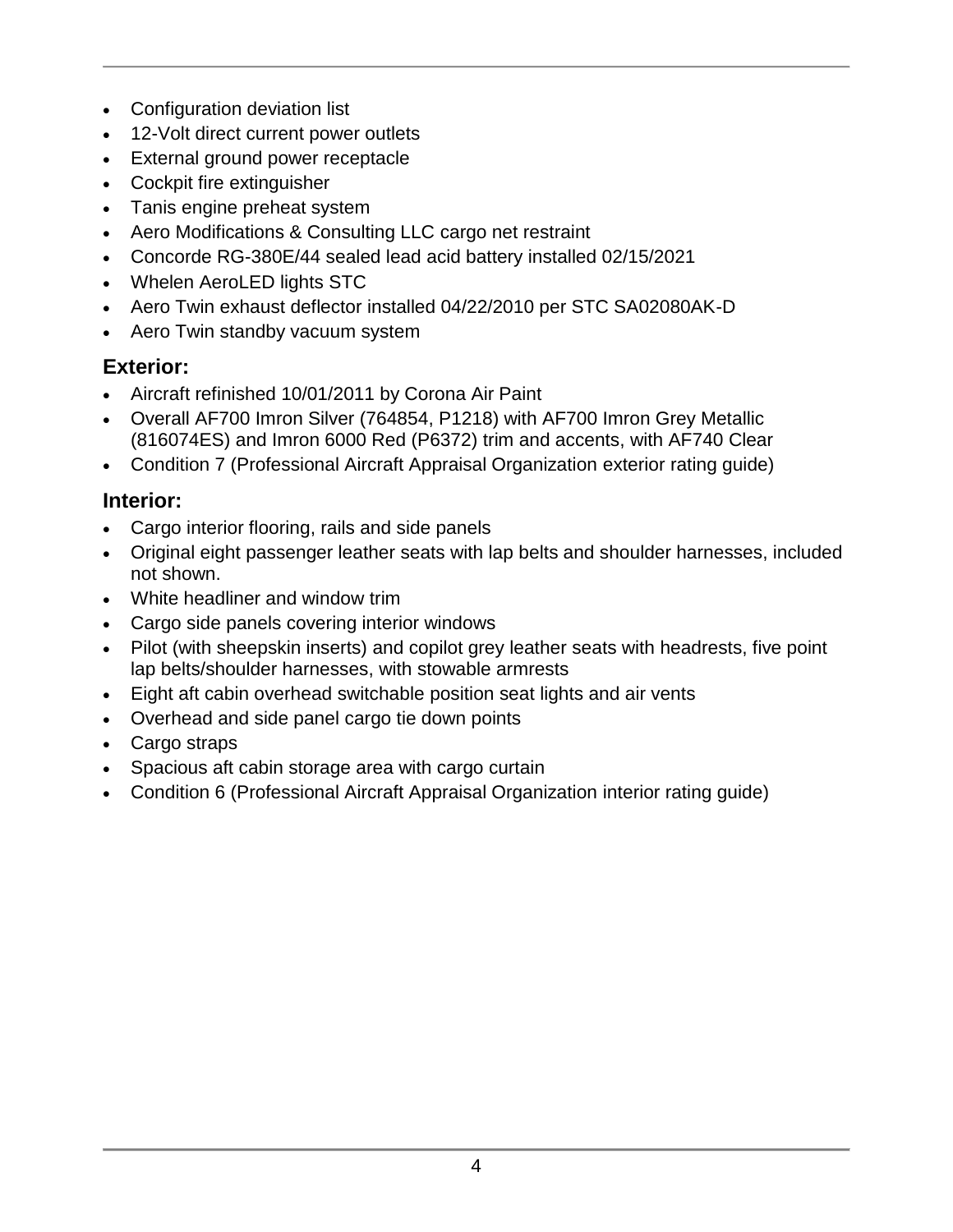- Configuration deviation list
- 12-Volt direct current power outlets
- External ground power receptacle
- Cockpit fire extinguisher
- Tanis engine preheat system
- Aero Modifications & Consulting LLC cargo net restraint
- Concorde RG-380E/44 sealed lead acid battery installed 02/15/2021
- Whelen AeroLED lights STC
- Aero Twin exhaust deflector installed 04/22/2010 per STC SA02080AK-D
- Aero Twin standby vacuum system

## Exterior:

- Aircraft refinished 10/01/2011 by Corona Air Paint
- Overall AF700 Imron Silver (764854, P1218) with AF700 Imron Grey Metallic (816074ES) and Imron 6000 Red (P6372) trim and accents, with AF740 Clear
- Condition 7 (Professional Aircraft Appraisal Organization exterior rating guide)

## Interior:

- Cargo interior flooring, rails and side panels
- Original eight passenger leather seats with lap belts and shoulder harnesses, included not shown.
- White headliner and window trim
- Cargo side panels covering interior windows
- Pilot (with sheepskin inserts) and copilot grey leather seats with headrests, five point lap belts/shoulder harnesses, with stowable armrests
- Eight aft cabin overhead switchable position seat lights and air vents
- Overhead and side panel cargo tie down points
- Cargo straps
- Spacious aft cabin storage area with cargo curtain
- Condition 6 (Professional Aircraft Appraisal Organization interior rating guide)